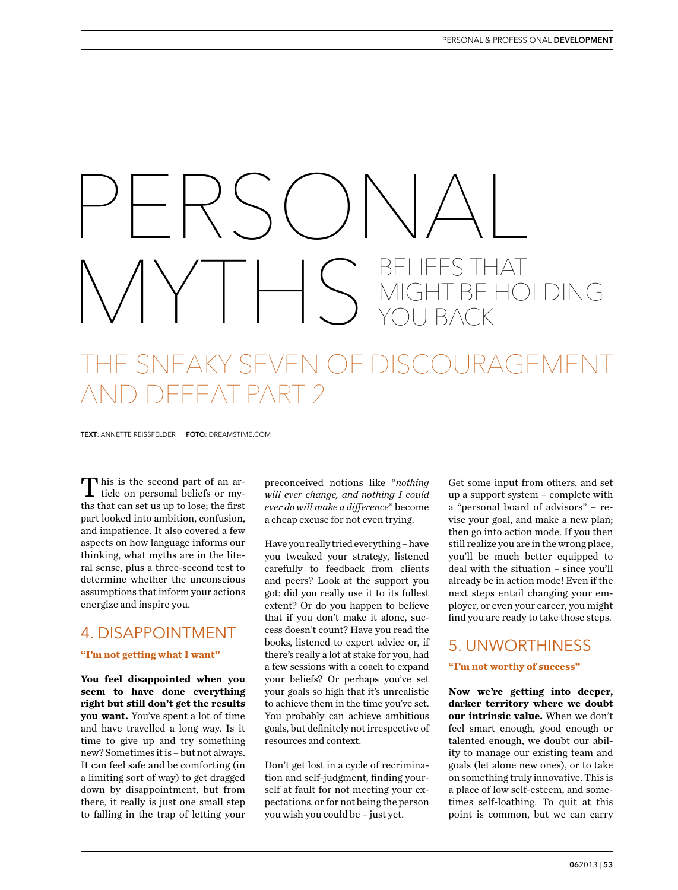# PERSONAL MYTHS

## BELIEFS THAT MIGHT BE HOLDING YOU BACK

## THE SNEAKY SEVEN OF DISCOURAGEMENT AND DEFEAT PART 2

**TEXT**: ANNETTE REISSFELDER **FOTO**: DREAMSTIME.COM

This is the second part of an article on personal beliefs or myths that can set us up to lose; the first part looked into ambition, confusion, and impatience. It also covered a few aspects on how language informs our thinking, what myths are in the literal sense, plus a three-second test to determine whether the unconscious assumptions that inform your actions energize and inspire you.

### 4. DISAPPOINTMENT

**"I'm not getting what I want"**

**You feel disappointed when you seem to have done everything right but still don't get the results you want.** You've spent a lot of time and have travelled a long way. Is it time to give up and try something new? Sometimes it is – but not always. It can feel safe and be comforting (in a limiting sort of way) to get dragged down by disappointment, but from there, it really is just one small step to falling in the trap of letting your preconceived notions like *"nothing will ever change, and nothing I could ever do will make a difference"* become a cheap excuse for not even trying.

Have you really tried everything – have you tweaked your strategy, listened carefully to feedback from clients and peers? Look at the support you got: did you really use it to its fullest extent? Or do you happen to believe that if you don't make it alone, success doesn't count? Have you read the books, listened to expert advice or, if there's really a lot at stake for you, had a few sessions with a coach to expand your beliefs? Or perhaps you've set your goals so high that it's unrealistic to achieve them in the time you've set. You probably can achieve ambitious goals, but definitely not irrespective of resources and context.

Don't get lost in a cycle of recrimination and self-judgment, finding yourself at fault for not meeting your expectations, or for not being the person you wish you could be – just yet.

Get some input from others, and set up a support system – complete with a "personal board of advisors" – revise your goal, and make a new plan; then go into action mode. If you then still realize you are in the wrong place, you'll be much better equipped to deal with the situation – since you'll already be in action mode! Even if the next steps entail changing your employer, or even your career, you might find you are ready to take those steps.

### 5. UNWORTHINESS

**"I'm not worthy of success"**

**Now we're getting into deeper, darker territory where we doubt our intrinsic value.** When we don't feel smart enough, good enough or talented enough, we doubt our ability to manage our existing team and goals (let alone new ones), or to take on something truly innovative. This is a place of low self-esteem, and sometimes self-loathing. To quit at this point is common, but we can carry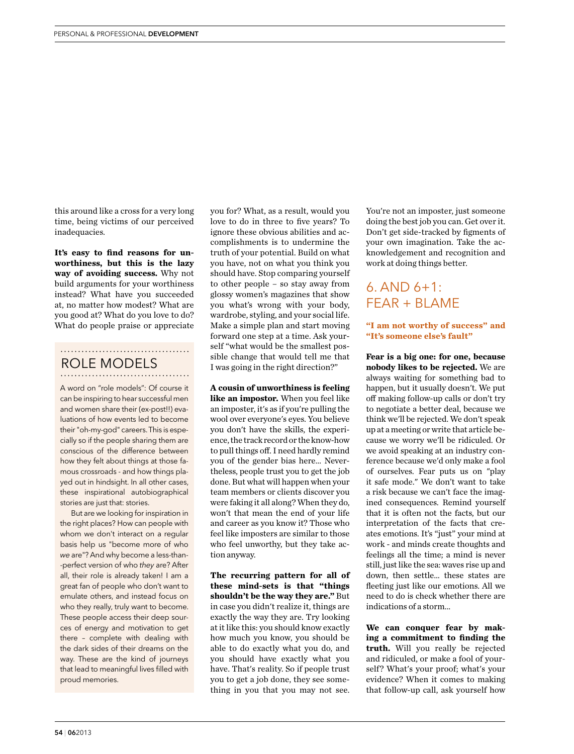this around like a cross for a very long time, being victims of our perceived inadequacies.

**It's easy to find reasons for unworthiness, but this is the lazy way of avoiding success.** Why not build arguments for your worthiness instead? What have you succeeded at, no matter how modest? What are you good at? What do you love to do? What do people praise or appreciate you for? What, as a result, would you love to do in three to five years? To ignore these obvious abilities and accomplishments is to undermine the truth of your potential. Build on what you have, not on what you think you should have. Stop comparing yourself to other people – so stay away from glossy women's magazines that show you what's wrong with your body, wardrobe, styling, and your social life. Make a simple plan and start moving forward one step at a time. Ask yourself "what would be the smallest possible change that would tell me that I was going in the right direction?"

**A cousin of unworthiness is feeling like an impostor.** When you feel like an imposter, it's as if you're pulling the wool over everyone's eyes. You believe you don't have the skills, the experience, the track record or the know-how to pull things off. I need hardly remind you of the gender bias here... Nevertheless, people trust you to get the job done. But what will happen when your team members or clients discover you were faking it all along? When they do, won't that mean the end of your life and career as you know it? Those who feel like imposters are similar to those who feel unworthy, but they take action anyway.

**The recurring pattern for all of these mind-sets is that "things shouldn't be the way they are."** But in case you didn't realize it, things are exactly the way they are. Try looking at it like this: you should know exactly how much you know, you should be able to do exactly what you do, and you should have exactly what you have. That's reality. So if people trust you to get a job done, they see something in you that you may not see. You're not an imposter, just someone doing the best job you can. Get over it. Don't get side-tracked by figments of your own imagination. Take the acknowledgement and recognition and work at doing things better.

## ROLE MODELS

A word on "role models": Of course it can be inspiring to hear successful men and women share their (ex-post!!) evaluations of how events led to become their "oh-my-god" careers. This is especially so if the people sharing them are conscious of the difference between how they felt about things at those famous crossroads - and how things played out in hindsight. In all other cases, these inspirational autobiographical stories are just that: stories.

But are we looking for inspiration in the right places? How can people with whom we don't interact on a regular basis help us "become more of who *we* are"? And why become a less-than-perfect version of who *they* are? After all, their role is already taken! I am a great fan of people who don't want to emulate others, and instead focus on who they really, truly want to become. These people access their deep sources of energy and motivation to get there – complete with dealing with the dark sides of their dreams on the way. These are the kind of journeys that lead to meaningful lives filled with proud memories.

## 6. AND 6+1: FEAR + BLAME

**"I am not worthy of success" and "It's someone else's fault"**

**Fear is a big one: for one, because nobody likes to be rejected.** We are always waiting for something bad to happen, but it usually doesn't. We put off making follow-up calls or don't try to negotiate a better deal, because we think we'll be rejected. We don't speak up at a meeting or write that article because we worry we'll be ridiculed. Or we avoid speaking at an industry conference because we'd only make a fool of ourselves. Fear puts us on "play it safe mode." We don't want to take a risk because we can't face the imagined consequences. Remind yourself that it is often not the facts, but our interpretation of the facts that creates emotions. It's "just" your mind at work - and minds create thoughts and feelings all the time; a mind is never still, just like the sea: waves rise up and down, then settle... these states are fleeting just like our emotions. All we need to do is check whether there are indications of a storm...

**We can conquer fear by making a commitment to finding the truth.** Will you really be rejected and ridiculed, or make a fool of yourself? What's your proof; what's your evidence? When it comes to making that follow-up call, ask yourself how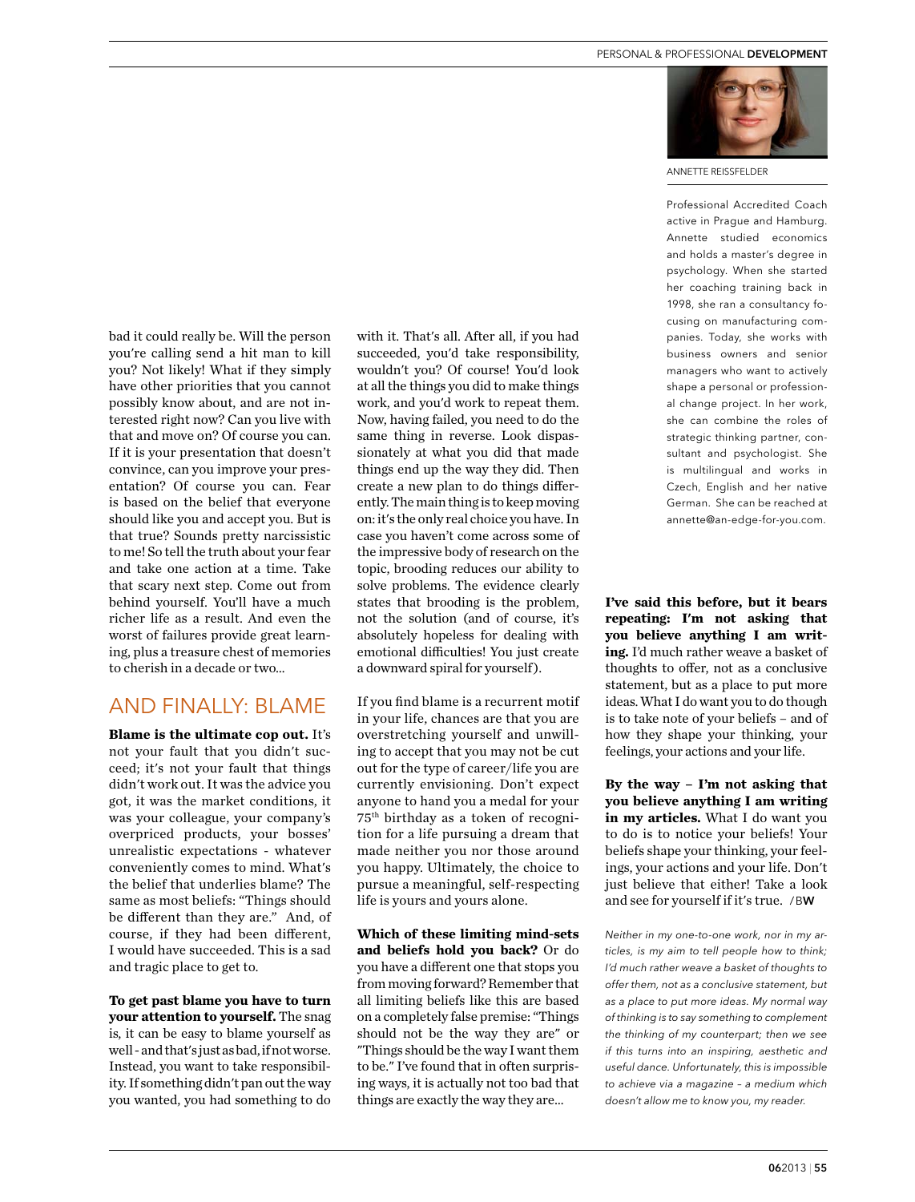bad it could really be. Will the person you're calling send a hit man to kill you? Not likely! What if they simply have other priorities that you cannot possibly know about, and are not interested right now? Can you live with that and move on? Of course you can. If it is your presentation that doesn't convince, can you improve your presentation? Of course you can. Fear is based on the belief that everyone should like you and accept you. But is that true? Sounds pretty narcissistic to me! So tell the truth about your fear and take one action at a time. Take that scary next step. Come out from behind yourself. You'll have a much richer life as a result. And even the worst of failures provide great learning, plus a treasure chest of memories to cherish in a decade or two...

## AND FINALLY: BLAME

**Blame is the ultimate cop out.** It's not your fault that you didn't succeed; it's not your fault that things didn't work out. It was the advice you got, it was the market conditions, it was your colleague, your company's overpriced products, your bosses' unrealistic expectations - whatever conveniently comes to mind. What's the belief that underlies blame? The same as most beliefs: "Things should be different than they are." And, of course, if they had been different, I would have succeeded. This is a sad and tragic place to get to.

**To get past blame you have to turn your attention to yourself.** The snag is, it can be easy to blame yourself as well - and that's just as bad, if not worse. Instead, you want to take responsibility. If something didn't pan out the way you wanted, you had something to do with it. That's all. After all, if you had succeeded, you'd take responsibility, wouldn't you? Of course! You'd look at all the things you did to make things work, and you'd work to repeat them. Now, having failed, you need to do the same thing in reverse. Look dispassionately at what you did that made things end up the way they did. Then create a new plan to do things differently. The main thing is to keep moving on: it's the only real choice you have. In case you haven't come across some of the impressive body of research on the topic, brooding reduces our ability to solve problems. The evidence clearly states that brooding is the problem, not the solution (and of course, it's absolutely hopeless for dealing with emotional difficulties! You just create a downward spiral for yourself).

If you find blame is a recurrent motif in your life, chances are that you are overstretching yourself and unwilling to accept that you may not be cut out for the type of career/life you are currently envisioning. Don't expect anyone to hand you a medal for your 75th birthday as a token of recognition for a life pursuing a dream that made neither you nor those around you happy. Ultimately, the choice to pursue a meaningful, self-respecting life is yours and yours alone.

**Which of these limiting mind-sets and beliefs hold you back?** Or do you have a different one that stops you from moving forward? Remember that all limiting beliefs like this are based on a completely false premise: "Things should not be the way they are" or "Things should be the way I want them to be." I've found that in often surprising ways, it is actually not too bad that things are exactly the way they are...

ANNETTE REISSFELDER

Professional Accredited Coach active in Prague and Hamburg. Annette studied economics and holds a master's degree in psychology. When she started her coaching training back in 1998, she ran a consultancy focusing on manufacturing companies. Today, she works with business owners and senior managers who want to actively shape a personal or professional change project. In her work, she can combine the roles of strategic thinking partner, consultant and psychologist. She is multilingual and works in Czech, English and her native German. She can be reached at annette@an-edge-for-you.com.

**I've said this before, but it bears repeating: I'm not asking that you believe anything I am writing.** I'd much rather weave a basket of thoughts to offer, not as a conclusive statement, but as a place to put more ideas. What I do want you to do though is to take note of your beliefs – and of how they shape your thinking, your feelings, your actions and your life.

**By the way – I'm not asking that you believe anything I am writing in my articles.** What I do want you to do is to notice your beliefs! Your beliefs shape your thinking, your feelings, your actions and your life. Don't just believe that either! Take a look and see for yourself if it's true. /BW

*Neither in my one-to-one work, nor in my articles, is my aim to tell people how to think; I'd much rather weave a basket of thoughts to offer them, not as a conclusive statement, but as a place to put more ideas. My normal way of thinking is to say something to complement the thinking of my counterpart; then we see if this turns into an inspiring, aesthetic and useful dance. Unfortunately, this is impossible to achieve via a magazine – a medium which doesn't allow me to know you, my reader.*